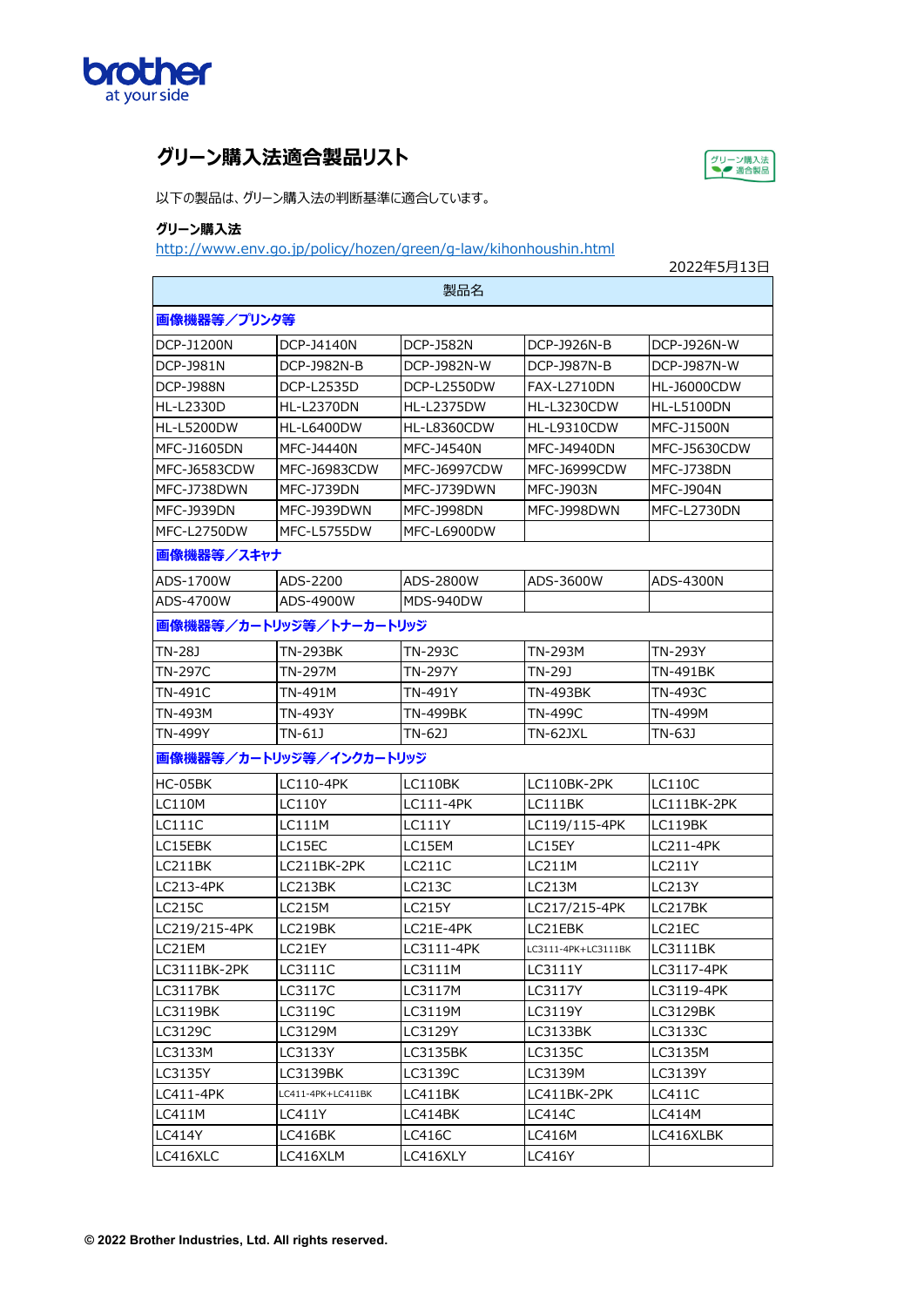# グリーン購入法適合製品リスト

以下の製品は、グリーン購入法の判断基準に適合しています。

**グリーン購入法**

http://www.env.go.jp/policy/hozen/green/g-law/kihonhoushin.html

2022年5月13日

| 製品名 | | | | |
|---|---|---|---|---|
| **画像機器等／プリンタ等** | | | | |
| DCP-J1200N | DCP-J4140N | DCP-J582N | DCP-J926N-B | DCP-J926N-W |
| DCP-J981N | DCP-J982N-B | DCP-J982N-W | DCP-J987N-B | DCP-J987N-W |
| DCP-J988N | DCP-L2535D | DCP-L2550DW | FAX-L2710DN | HL-J6000CDW |
| HL-L2330D | HL-L2370DN | HL-L2375DW | HL-L3230CDW | HL-L5100DN |
| HL-L5200DW | HL-L6400DW | HL-L8360CDW | HL-L9310CDW | MFC-J1500N |
| MFC-J1605DN | MFC-J4440N | MFC-J4540N | MFC-J4940DN | MFC-J5630CDW |
| MFC-J6583CDW | MFC-J6983CDW | MFC-J6997CDW | MFC-J6999CDW | MFC-J738DN |
| MFC-J738DWN | MFC-J739DN | MFC-J739DWN | MFC-J903N | MFC-J904N |
| MFC-J939DN | MFC-J939DWN | MFC-J998DN | MFC-J998DWN | MFC-L2730DN |
| MFC-L2750DW | MFC-L5755DW | MFC-L6900DW | | |
| **画像機器等／スキャナ** | | | | |
| ADS-1700W | ADS-2200 | ADS-2800W | ADS-3600W | ADS-4300N |
| ADS-4700W | ADS-4900W | MDS-940DW | | |
| **画像機器等／カートリッジ等／トナーカートリッジ** | | | | |
| TN-28J | TN-293BK | TN-293C | TN-293M | TN-293Y |
| TN-297C | TN-297M | TN-297Y | TN-29J | TN-491BK |
| TN-491C | TN-491M | TN-491Y | TN-493BK | TN-493C |
| TN-493M | TN-493Y | TN-499BK | TN-499C | TN-499M |
| TN-499Y | TN-61J | TN-62J | TN-62JXL | TN-63J |
| **画像機器等／カートリッジ等／インクカートリッジ** | | | | |
| HC-05BK | LC110-4PK | LC110BK | LC110BK-2PK | LC110C |
| LC110M | LC110Y | LC111-4PK | LC111BK | LC111BK-2PK |
| LC111C | LC111M | LC111Y | LC119/115-4PK | LC119BK |
| LC15EBK | LC15EC | LC15EM | LC15EY | LC211-4PK |
| LC211BK | LC211BK-2PK | LC211C | LC211M | LC211Y |
| LC213-4PK | LC213BK | LC213C | LC213M | LC213Y |
| LC215C | LC215M | LC215Y | LC217/215-4PK | LC217BK |
| LC219/215-4PK | LC219BK | LC21E-4PK | LC21EBK | LC21EC |
| LC21EM | LC21EY | LC3111-4PK | LC3111-4PK+LC3111BK | LC3111BK |
| LC3111BK-2PK | LC3111C | LC3111M | LC3111Y | LC3117-4PK |
| LC3117BK | LC3117C | LC3117M | LC3117Y | LC3119-4PK |
| LC3119BK | LC3119C | LC3119M | LC3119Y | LC3129BK |
| LC3129C | LC3129M | LC3129Y | LC3133BK | LC3133C |
| LC3133M | LC3133Y | LC3135BK | LC3135C | LC3135M |
| LC3135Y | LC3139BK | LC3139C | LC3139M | LC3139Y |
| LC411-4PK | LC411-4PK+LC411BK | LC411BK | LC411BK-2PK | LC411C |
| LC411M | LC411Y | LC414BK | LC414C | LC414M |
| LC414Y | LC416BK | LC416C | LC416M | LC416XLBK |
| LC416XLC | LC416XLM | LC416XLY | LC416Y | |

© 2022 Brother Industries, Ltd. All rights reserved.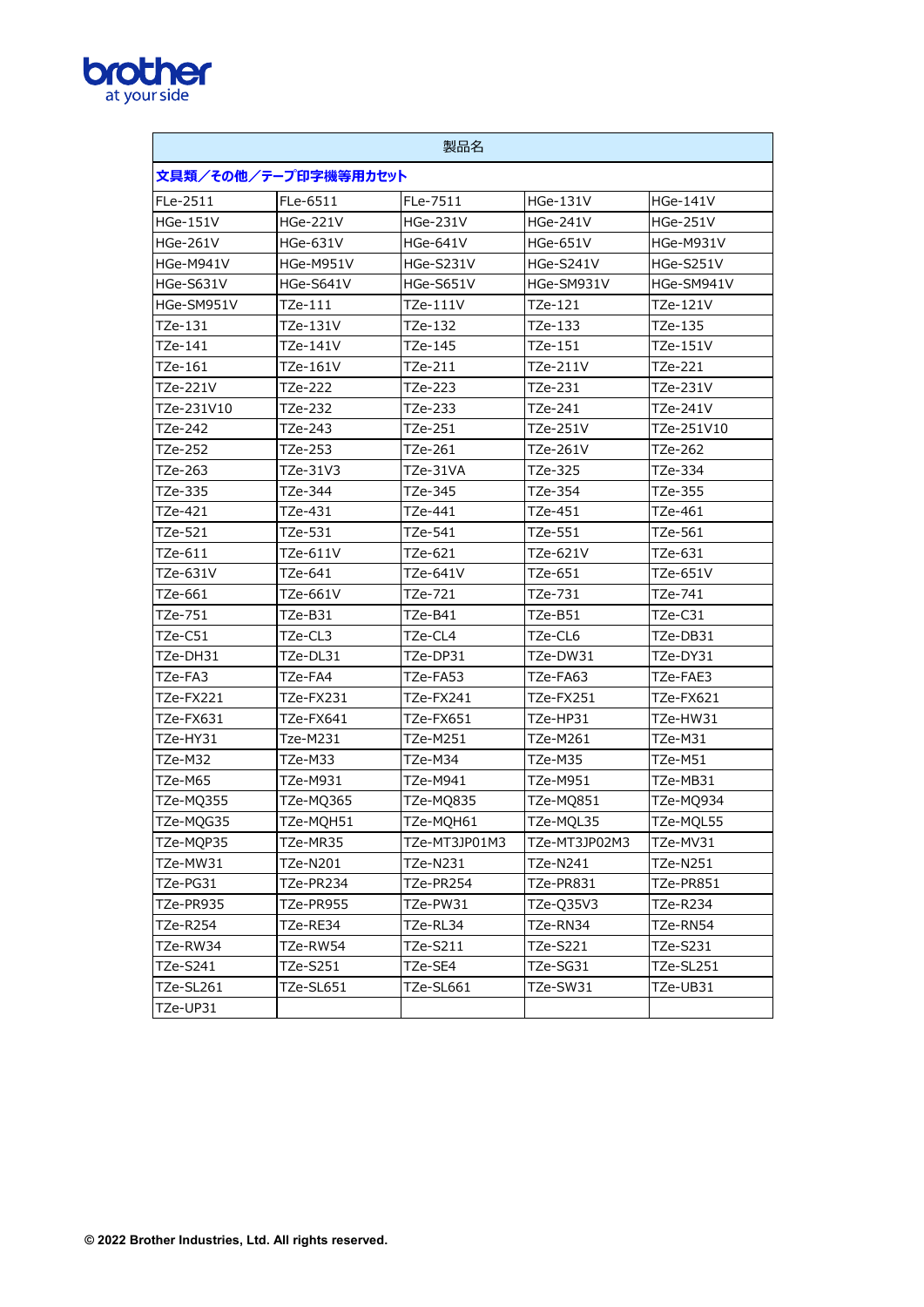| 製品名 | | | | |
|---|---|---|---|---|
| **文具類／その他／テープ印字機等用カセット** | | | | |
| FLe-2511 | FLe-6511 | FLe-7511 | HGe-131V | HGe-141V |
| HGe-151V | HGe-221V | HGe-231V | HGe-241V | HGe-251V |
| HGe-261V | HGe-631V | HGe-641V | HGe-651V | HGe-M931V |
| HGe-M941V | HGe-M951V | HGe-S231V | HGe-S241V | HGe-S251V |
| HGe-S631V | HGe-S641V | HGe-S651V | HGe-SM931V | HGe-SM941V |
| HGe-SM951V | TZe-111 | TZe-111V | TZe-121 | TZe-121V |
| TZe-131 | TZe-131V | TZe-132 | TZe-133 | TZe-135 |
| TZe-141 | TZe-141V | TZe-145 | TZe-151 | TZe-151V |
| TZe-161 | TZe-161V | TZe-211 | TZe-211V | TZe-221 |
| TZe-221V | TZe-222 | TZe-223 | TZe-231 | TZe-231V |
| TZe-231V10 | TZe-232 | TZe-233 | TZe-241 | TZe-241V |
| TZe-242 | TZe-243 | TZe-251 | TZe-251V | TZe-251V10 |
| TZe-252 | TZe-253 | TZe-261 | TZe-261V | TZe-262 |
| TZe-263 | TZe-31V3 | TZe-31VA | TZe-325 | TZe-334 |
| TZe-335 | TZe-344 | TZe-345 | TZe-354 | TZe-355 |
| TZe-421 | TZe-431 | TZe-441 | TZe-451 | TZe-461 |
| TZe-521 | TZe-531 | TZe-541 | TZe-551 | TZe-561 |
| TZe-611 | TZe-611V | TZe-621 | TZe-621V | TZe-631 |
| TZe-631V | TZe-641 | TZe-641V | TZe-651 | TZe-651V |
| TZe-661 | TZe-661V | TZe-721 | TZe-731 | TZe-741 |
| TZe-751 | TZe-B31 | TZe-B41 | TZe-B51 | TZe-C31 |
| TZe-C51 | TZe-CL3 | TZe-CL4 | TZe-CL6 | TZe-DB31 |
| TZe-DH31 | TZe-DL31 | TZe-DP31 | TZe-DW31 | TZe-DY31 |
| TZe-FA3 | TZe-FA4 | TZe-FA53 | TZe-FA63 | TZe-FAE3 |
| TZe-FX221 | TZe-FX231 | TZe-FX241 | TZe-FX251 | TZe-FX621 |
| TZe-FX631 | TZe-FX641 | TZe-FX651 | TZe-HP31 | TZe-HW31 |
| TZe-HY31 | Tze-M231 | TZe-M251 | TZe-M261 | TZe-M31 |
| TZe-M32 | TZe-M33 | TZe-M34 | TZe-M35 | TZe-M51 |
| TZe-M65 | TZe-M931 | TZe-M941 | TZe-M951 | TZe-MB31 |
| TZe-MQ355 | TZe-MQ365 | TZe-MQ835 | TZe-MQ851 | TZe-MQ934 |
| TZe-MQG35 | TZe-MQH51 | TZe-MQH61 | TZe-MQL35 | TZe-MQL55 |
| TZe-MQP35 | TZe-MR35 | TZe-MT3JP01M3 | TZe-MT3JP02M3 | TZe-MV31 |
| TZe-MW31 | TZe-N201 | TZe-N231 | TZe-N241 | TZe-N251 |
| TZe-PG31 | TZe-PR234 | TZe-PR254 | TZe-PR831 | TZe-PR851 |
| TZe-PR935 | TZe-PR955 | TZe-PW31 | TZe-Q35V3 | TZe-R234 |
| TZe-R254 | TZe-RE34 | TZe-RL34 | TZe-RN34 | TZe-RN54 |
| TZe-RW34 | TZe-RW54 | TZe-S211 | TZe-S221 | TZe-S231 |
| TZe-S241 | TZe-S251 | TZe-SE4 | TZe-SG31 | TZe-SL251 |
| TZe-SL261 | TZe-SL651 | TZe-SL661 | TZe-SW31 | TZe-UB31 |
| TZe-UP31 | | | | |

© 2022 Brother Industries, Ltd. All rights reserved.